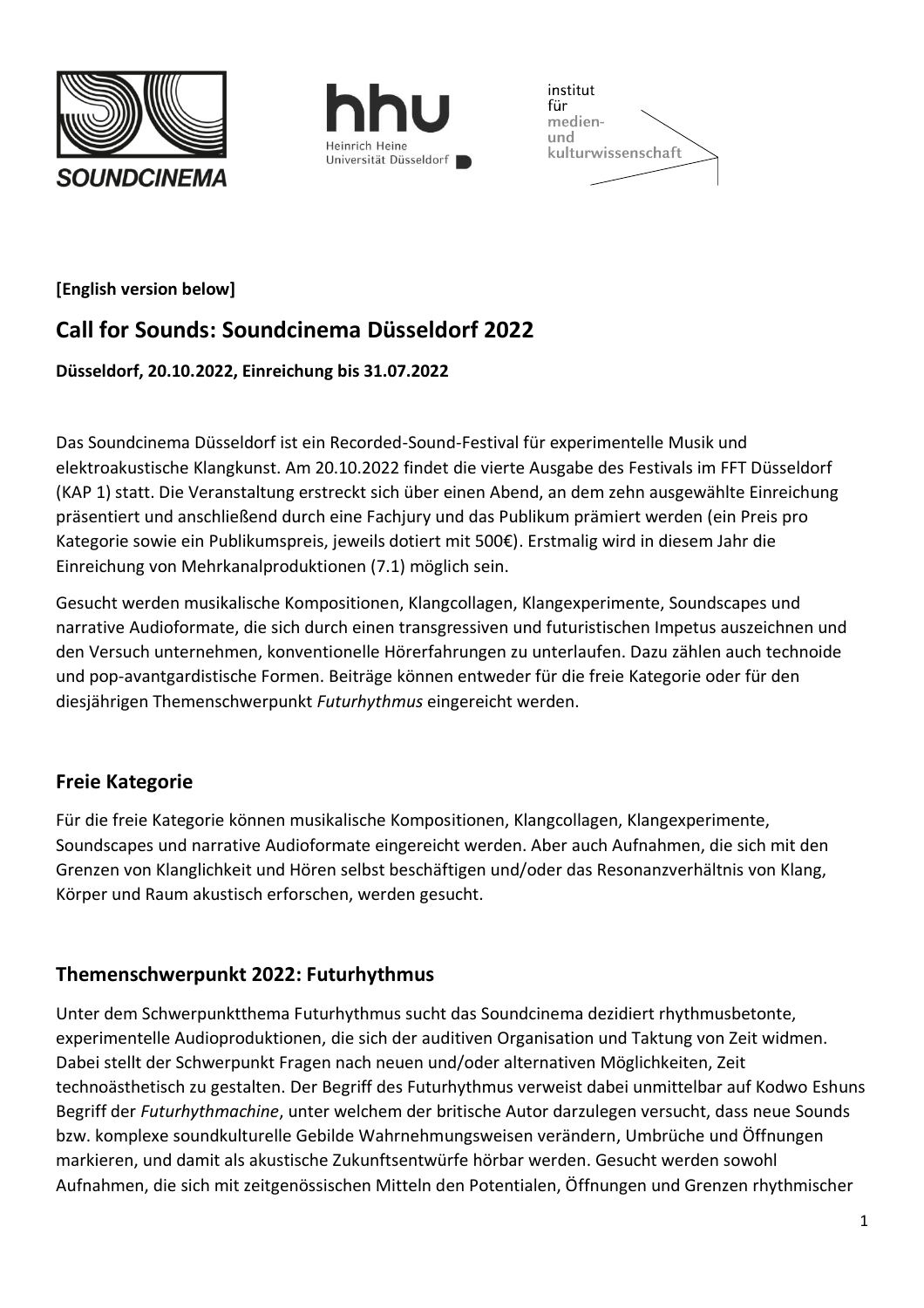**[English version below]**

# Call for Sounds: Soundcinema Düsseldorf 2022

**Düsseldorf, 20.10.2022, Einreichung bis 31.07.2022**

Das Soundcinema Düsseldorf ist ein Recorded-Sound-Festival für experimentelle Musik und elektroakustische Klangkunst. Am 20.10.2022 findet die vierte Ausgabe des Festivals im FFT Düsseldorf (KAP 1) statt. Die Veranstaltung erstreckt sich über einen Abend, an dem zehn ausgewählte Einreichung präsentiert und anschließend durch eine Fachjury und das Publikum prämiert werden (ein Preis pro Kategorie sowie ein Publikumspreis, jeweils dotiert mit 500€). Erstmalig wird in diesem Jahr die Einreichung von Mehrkanalproduktionen (7.1) möglich sein.

Gesucht werden musikalische Kompositionen, Klangcollagen, Klangexperimente, Soundscapes und narrative Audioformate, die sich durch einen transgressiven und futuristischen Impetus auszeichnen und den Versuch unternehmen, konventionelle Hörerfahrungen zu unterlaufen. Dazu zählen auch technoide und pop-avantgardistische Formen. Beiträge können entweder für die freie Kategorie oder für den diesjährigen Themenschwerpunkt *Futurhythmus* eingereicht werden.

## Freie Kategorie

Für die freie Kategorie können musikalische Kompositionen, Klangcollagen, Klangexperimente, Soundscapes und narrative Audioformate eingereicht werden. Aber auch Aufnahmen, die sich mit den Grenzen von Klanglichkeit und Hören selbst beschäftigen und/oder das Resonanzverhältnis von Klang, Körper und Raum akustisch erforschen, werden gesucht.

## Themenschwerpunkt 2022: Futurhythmus

Unter dem Schwerpunktthema Futurhythmus sucht das Soundcinema dezidiert rhythmusbetonte, experimentelle Audioproduktionen, die sich der auditiven Organisation und Taktung von Zeit widmen. Dabei stellt der Schwerpunkt Fragen nach neuen und/oder alternativen Möglichkeiten, Zeit technoästhetisch zu gestalten. Der Begriff des Futurhythmus verweist dabei unmittelbar auf Kodwo Eshuns Begriff der *Futurhythmachine*, unter welchem der britische Autor darzulegen versucht, dass neue Sounds bzw. komplexe soundkulturelle Gebilde Wahrnehmungsweisen verändern, Umbrüche und Öffnungen markieren, und damit als akustische Zukunftsentwürfe hörbar werden. Gesucht werden sowohl Aufnahmen, die sich mit zeitgenössischen Mitteln den Potentialen, Öffnungen und Grenzen rhythmischer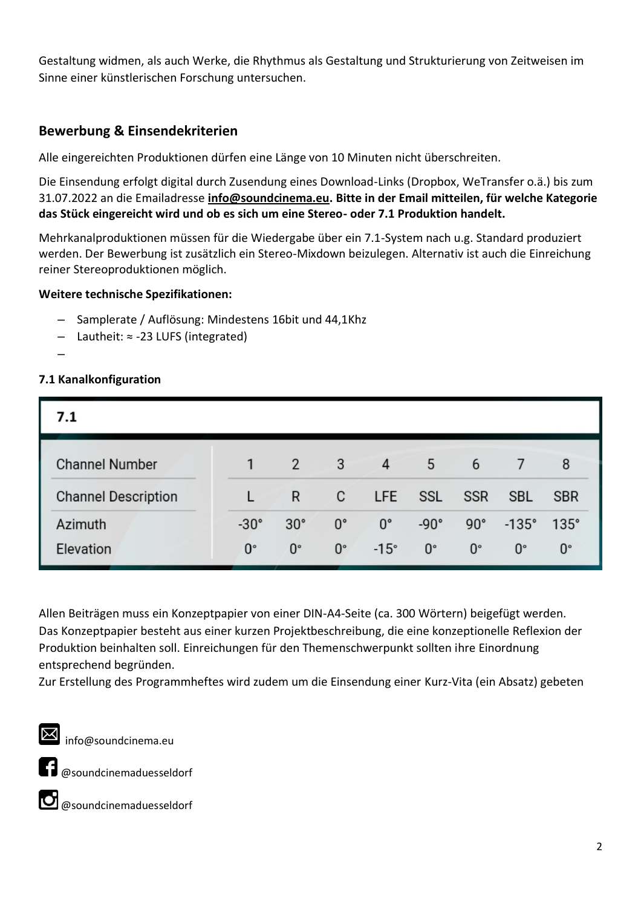Gestaltung widmen, als auch Werke, die Rhythmus als Gestaltung und Strukturierung von Zeitweisen im Sinne einer künstlerischen Forschung untersuchen.

## Bewerbung & Einsendekriterien

Alle eingereichten Produktionen dürfen eine Länge von 10 Minuten nicht überschreiten.

Die Einsendung erfolgt digital durch Zusendung eines Download-Links (Dropbox, WeTransfer o.ä.) bis zum 31.07.2022 an die Emailadresse **info@soundcinema.eu. Bitte in der Email mitteilen, für welche Kategorie das Stück eingereicht wird und ob es sich um eine Stereo- oder 7.1 Produktion handelt.**

Mehrkanalproduktionen müssen für die Wiedergabe über ein 7.1-System nach u.g. Standard produziert werden. Der Bewerbung ist zusätzlich ein Stereo-Mixdown beizulegen. Alternativ ist auch die Einreichung reiner Stereoproduktionen möglich.

**Weitere technische Spezifikationen:**

– Samplerate / Auflösung: Mindestens 16bit und 44,1Khz
– Lautheit: ≈ -23 LUFS (integrated)
–

**7.1 Kanalkonfiguration**

| 7.1 | | | | | | | | |
|---|---|---|---|---|---|---|---|---|
| Channel Number | 1 | 2 | 3 | 4 | 5 | 6 | 7 | 8 |
| Channel Description | L | R | C | LFE | SSL | SSR | SBL | SBR |
| Azimuth | -30° | 30° | 0° | 0° | -90° | 90° | -135° | 135° |
| Elevation | 0° | 0° | 0° | -15° | 0° | 0° | 0° | 0° |

Allen Beiträgen muss ein Konzeptpapier von einer DIN-A4-Seite (ca. 300 Wörtern) beigefügt werden. Das Konzeptpapier besteht aus einer kurzen Projektbeschreibung, die eine konzeptionelle Reflexion der Produktion beinhalten soll. Einreichungen für den Themenschwerpunkt sollten ihre Einordnung entsprechend begründen.
Zur Erstellung des Programmheftes wird zudem um die Einsendung einer Kurz-Vita (ein Absatz) gebeten

info@soundcinema.eu

@soundcinemaduesseldorf

@soundcinemaduesseldorf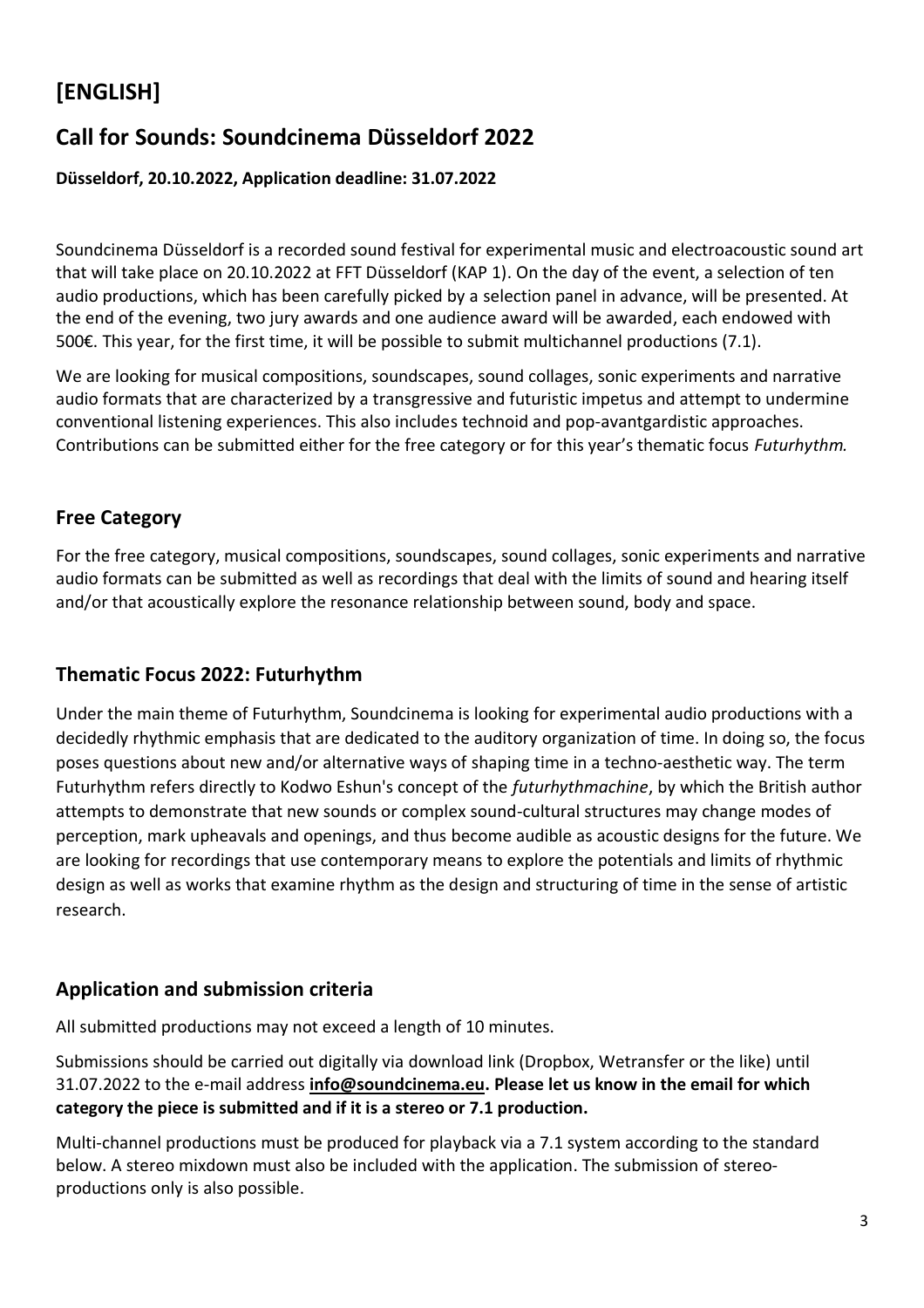# [ENGLISH]

## Call for Sounds: Soundcinema Düsseldorf 2022

**Düsseldorf, 20.10.2022, Application deadline: 31.07.2022**

Soundcinema Düsseldorf is a recorded sound festival for experimental music and electroacoustic sound art that will take place on 20.10.2022 at FFT Düsseldorf (KAP 1). On the day of the event, a selection of ten audio productions, which has been carefully picked by a selection panel in advance, will be presented. At the end of the evening, two jury awards and one audience award will be awarded, each endowed with 500€. This year, for the first time, it will be possible to submit multichannel productions (7.1).

We are looking for musical compositions, soundscapes, sound collages, sonic experiments and narrative audio formats that are characterized by a transgressive and futuristic impetus and attempt to undermine conventional listening experiences. This also includes technoid and pop-avantgardistic approaches. Contributions can be submitted either for the free category or for this year's thematic focus *Futurhythm.*

### Free Category

For the free category, musical compositions, soundscapes, sound collages, sonic experiments and narrative audio formats can be submitted as well as recordings that deal with the limits of sound and hearing itself and/or that acoustically explore the resonance relationship between sound, body and space.

### Thematic Focus 2022: Futurhythm

Under the main theme of Futurhythm, Soundcinema is looking for experimental audio productions with a decidedly rhythmic emphasis that are dedicated to the auditory organization of time. In doing so, the focus poses questions about new and/or alternative ways of shaping time in a techno-aesthetic way. The term Futurhythm refers directly to Kodwo Eshun's concept of the *futurhythmachine*, by which the British author attempts to demonstrate that new sounds or complex sound-cultural structures may change modes of perception, mark upheavals and openings, and thus become audible as acoustic designs for the future. We are looking for recordings that use contemporary means to explore the potentials and limits of rhythmic design as well as works that examine rhythm as the design and structuring of time in the sense of artistic research.

### Application and submission criteria

All submitted productions may not exceed a length of 10 minutes.

Submissions should be carried out digitally via download link (Dropbox, Wetransfer or the like) until 31.07.2022 to the e-mail address **info@soundcinema.eu. Please let us know in the email for which category the piece is submitted and if it is a stereo or 7.1 production.**

Multi-channel productions must be produced for playback via a 7.1 system according to the standard below. A stereo mixdown must also be included with the application. The submission of stereo-productions only is also possible.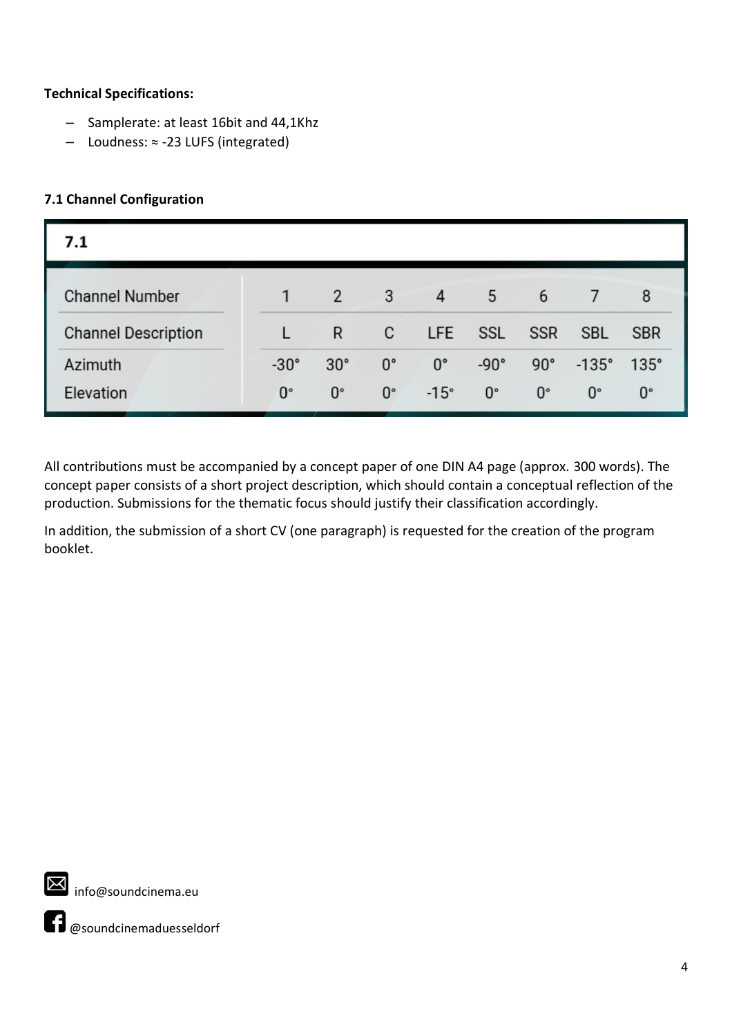**Technical Specifications:**

- Samplerate: at least 16bit and 44,1Khz
- Loudness: ≈ -23 LUFS (integrated)

**7.1 Channel Configuration**

| 7.1 | | | | | | | | |
|---|---|---|---|---|---|---|---|---|
| Channel Number | 1 | 2 | 3 | 4 | 5 | 6 | 7 | 8 |
| Channel Description | L | R | C | LFE | SSL | SSR | SBL | SBR |
| Azimuth | -30° | 30° | 0° | 0° | -90° | 90° | -135° | 135° |
| Elevation | 0° | 0° | 0° | -15° | 0° | 0° | 0° | 0° |

All contributions must be accompanied by a concept paper of one DIN A4 page (approx. 300 words). The concept paper consists of a short project description, which should contain a conceptual reflection of the production. Submissions for the thematic focus should justify their classification accordingly.

In addition, the submission of a short CV (one paragraph) is requested for the creation of the program booklet.

info@soundcinema.eu

@soundcinemaduesseldorf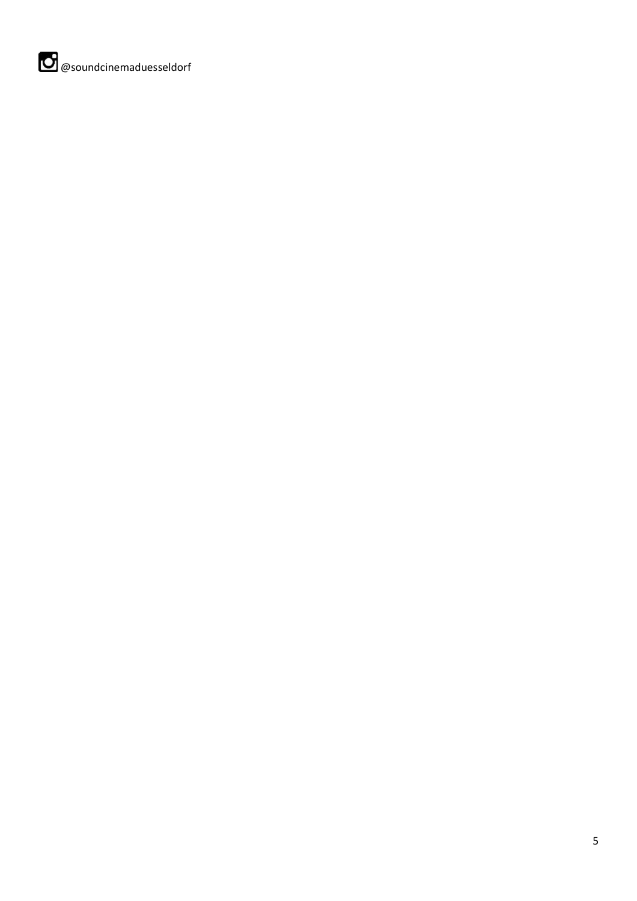@soundcinemaduesseldorf